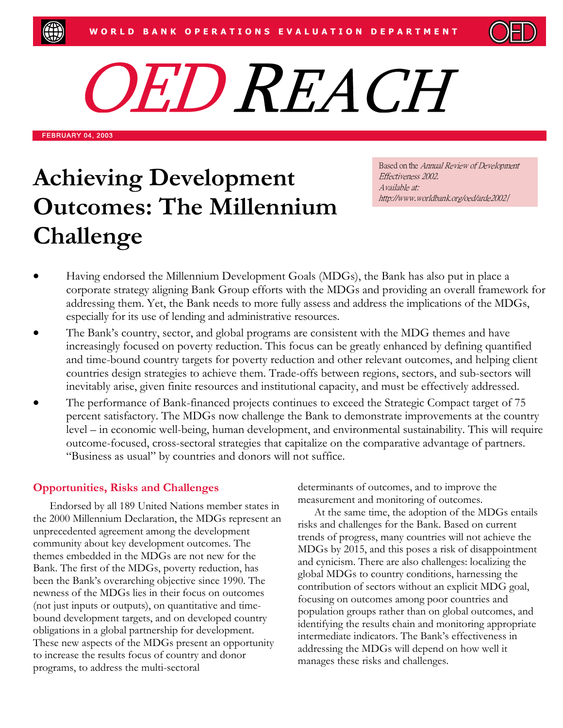WORLD BANK OPERATIONS EVALUATION DEPARTMENT

# OED REACH

FEBRUARY 04, 2003

# Achieving Development Outcomes: The Millennium Challenge

Based on the *Annual Review of Development Effectiveness 2002.*
*Available at:*
*http://www.worldbank.org/oed/arde2002/*

- Having endorsed the Millennium Development Goals (MDGs), the Bank has also put in place a corporate strategy aligning Bank Group efforts with the MDGs and providing an overall framework for addressing them. Yet, the Bank needs to more fully assess and address the implications of the MDGs, especially for its use of lending and administrative resources.
- The Bank's country, sector, and global programs are consistent with the MDG themes and have increasingly focused on poverty reduction. This focus can be greatly enhanced by defining quantified and time-bound country targets for poverty reduction and other relevant outcomes, and helping client countries design strategies to achieve them. Trade-offs between regions, sectors, and sub-sectors will inevitably arise, given finite resources and institutional capacity, and must be effectively addressed.
- The performance of Bank-financed projects continues to exceed the Strategic Compact target of 75 percent satisfactory. The MDGs now challenge the Bank to demonstrate improvements at the country level – in economic well-being, human development, and environmental sustainability. This will require outcome-focused, cross-sectoral strategies that capitalize on the comparative advantage of partners. "Business as usual" by countries and donors will not suffice.

## Opportunities, Risks and Challenges

Endorsed by all 189 United Nations member states in the 2000 Millennium Declaration, the MDGs represent an unprecedented agreement among the development community about key development outcomes. The themes embedded in the MDGs are not new for the Bank. The first of the MDGs, poverty reduction, has been the Bank's overarching objective since 1990. The newness of the MDGs lies in their focus on outcomes (not just inputs or outputs), on quantitative and time-bound development targets, and on developed country obligations in a global partnership for development. These new aspects of the MDGs present an opportunity to increase the results focus of country and donor programs, to address the multi-sectoral determinants of outcomes, and to improve the measurement and monitoring of outcomes.

At the same time, the adoption of the MDGs entails risks and challenges for the Bank. Based on current trends of progress, many countries will not achieve the MDGs by 2015, and this poses a risk of disappointment and cynicism. There are also challenges: localizing the global MDGs to country conditions, harnessing the contribution of sectors without an explicit MDG goal, focusing on outcomes among poor countries and population groups rather than on global outcomes, and identifying the results chain and monitoring appropriate intermediate indicators. The Bank's effectiveness in addressing the MDGs will depend on how well it manages these risks and challenges.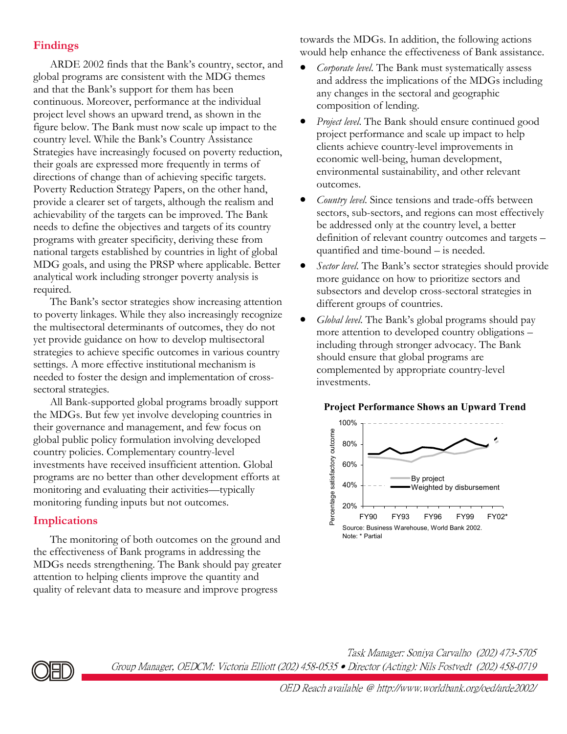## Findings

ARDE 2002 finds that the Bank's country, sector, and global programs are consistent with the MDG themes and that the Bank's support for them has been continuous. Moreover, performance at the individual project level shows an upward trend, as shown in the figure below. The Bank must now scale up impact to the country level. While the Bank's Country Assistance Strategies have increasingly focused on poverty reduction, their goals are expressed more frequently in terms of directions of change than of achieving specific targets. Poverty Reduction Strategy Papers, on the other hand, provide a clearer set of targets, although the realism and achievability of the targets can be improved. The Bank needs to define the objectives and targets of its country programs with greater specificity, deriving these from national targets established by countries in light of global MDG goals, and using the PRSP where applicable. Better analytical work including stronger poverty analysis is required.

The Bank's sector strategies show increasing attention to poverty linkages. While they also increasingly recognize the multisectoral determinants of outcomes, they do not yet provide guidance on how to develop multisectoral strategies to achieve specific outcomes in various country settings. A more effective institutional mechanism is needed to foster the design and implementation of cross-sectoral strategies.

All Bank-supported global programs broadly support the MDGs. But few yet involve developing countries in their governance and management, and few focus on global public policy formulation involving developed country policies. Complementary country-level investments have received insufficient attention. Global programs are no better than other development efforts at monitoring and evaluating their activities—typically monitoring funding inputs but not outcomes.

## Implications

The monitoring of both outcomes on the ground and the effectiveness of Bank programs in addressing the MDGs needs strengthening. The Bank should pay greater attention to helping clients improve the quantity and quality of relevant data to measure and improve progress towards the MDGs. In addition, the following actions would help enhance the effectiveness of Bank assistance.

- *Corporate level*. The Bank must systematically assess and address the implications of the MDGs including any changes in the sectoral and geographic composition of lending.
- *Project level*. The Bank should ensure continued good project performance and scale up impact to help clients achieve country-level improvements in economic well-being, human development, environmental sustainability, and other relevant outcomes.
- *Country level*. Since tensions and trade-offs between sectors, sub-sectors, and regions can most effectively be addressed only at the country level, a better definition of relevant country outcomes and targets – quantified and time-bound – is needed.
- *Sector level*. The Bank's sector strategies should provide more guidance on how to prioritize sectors and subsectors and develop cross-sectoral strategies in different groups of countries.
- *Global level*. The Bank's global programs should pay more attention to developed country obligations – including through stronger advocacy. The Bank should ensure that global programs are complemented by appropriate country-level investments.

**Project Performance Shows an Upward Trend**

Percentage satisfactory outcome

100%
80%
60%
40%
20%

FY90 FY93 FY96 FY99 FY02*

By project
Weighted by disbursement

Source: Business Warehouse, World Bank 2002.
Note: * Partial

*Task Manager: Soniya Carvalho (202) 473-5705*
*Group Manager, OEDCM: Victoria Elliott (202) 458-0535 • Director (Acting): Nils Fostvedt (202) 458-0719*

*OED Reach available @ http://www.worldbank.org/oed/arde2002/*